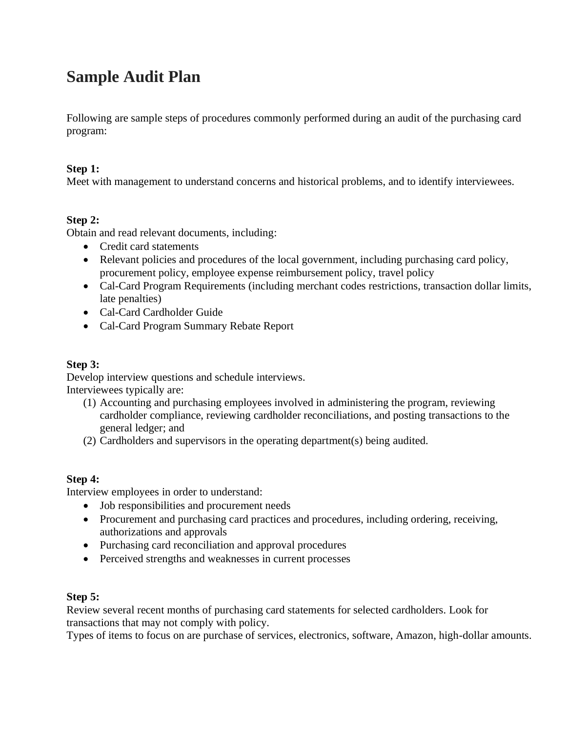# Sample Audit Plan

Following are sample steps of procedures commonly performed during an audit of the purchasing card program:

**Step 1:**
Meet with management to understand concerns and historical problems, and to identify interviewees.

**Step 2:**
Obtain and read relevant documents, including:

- Credit card statements
- Relevant policies and procedures of the local government, including purchasing card policy, procurement policy, employee expense reimbursement policy, travel policy
- Cal-Card Program Requirements (including merchant codes restrictions, transaction dollar limits, late penalties)
- Cal-Card Cardholder Guide
- Cal-Card Program Summary Rebate Report

**Step 3:**
Develop interview questions and schedule interviews.
Interviewees typically are:

(1) Accounting and purchasing employees involved in administering the program, reviewing cardholder compliance, reviewing cardholder reconciliations, and posting transactions to the general ledger; and
(2) Cardholders and supervisors in the operating department(s) being audited.

**Step 4:**
Interview employees in order to understand:

- Job responsibilities and procurement needs
- Procurement and purchasing card practices and procedures, including ordering, receiving, authorizations and approvals
- Purchasing card reconciliation and approval procedures
- Perceived strengths and weaknesses in current processes

**Step 5:**
Review several recent months of purchasing card statements for selected cardholders. Look for transactions that may not comply with policy.
Types of items to focus on are purchase of services, electronics, software, Amazon, high-dollar amounts.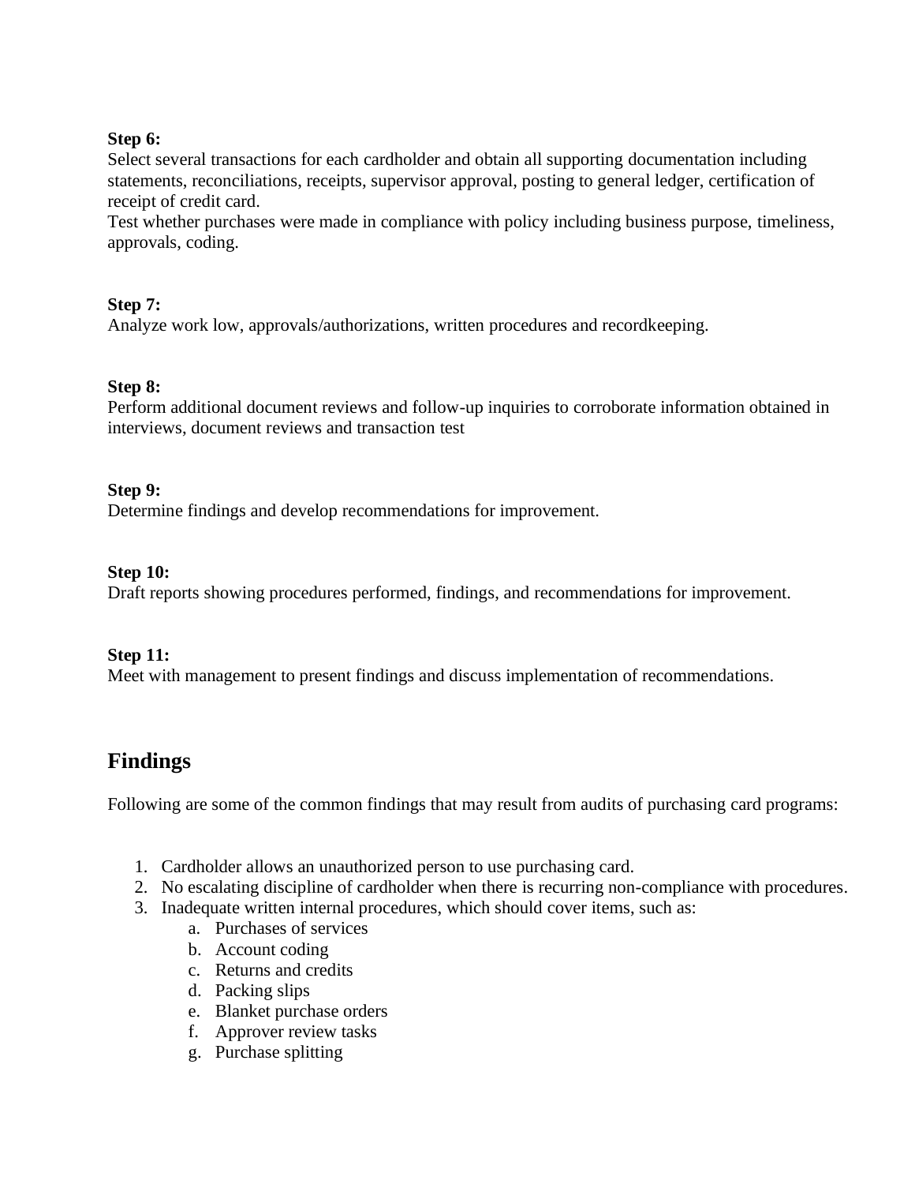**Step 6:**
Select several transactions for each cardholder and obtain all supporting documentation including statements, reconciliations, receipts, supervisor approval, posting to general ledger, certification of receipt of credit card.
Test whether purchases were made in compliance with policy including business purpose, timeliness, approvals, coding.

**Step 7:**
Analyze work low, approvals/authorizations, written procedures and recordkeeping.

**Step 8:**
Perform additional document reviews and follow-up inquiries to corroborate information obtained in interviews, document reviews and transaction test

**Step 9:**
Determine findings and develop recommendations for improvement.

**Step 10:**
Draft reports showing procedures performed, findings, and recommendations for improvement.

**Step 11:**
Meet with management to present findings and discuss implementation of recommendations.

## Findings

Following are some of the common findings that may result from audits of purchasing card programs:

1. Cardholder allows an unauthorized person to use purchasing card.
2. No escalating discipline of cardholder when there is recurring non-compliance with procedures.
3. Inadequate written internal procedures, which should cover items, such as:
   a. Purchases of services
   b. Account coding
   c. Returns and credits
   d. Packing slips
   e. Blanket purchase orders
   f. Approver review tasks
   g. Purchase splitting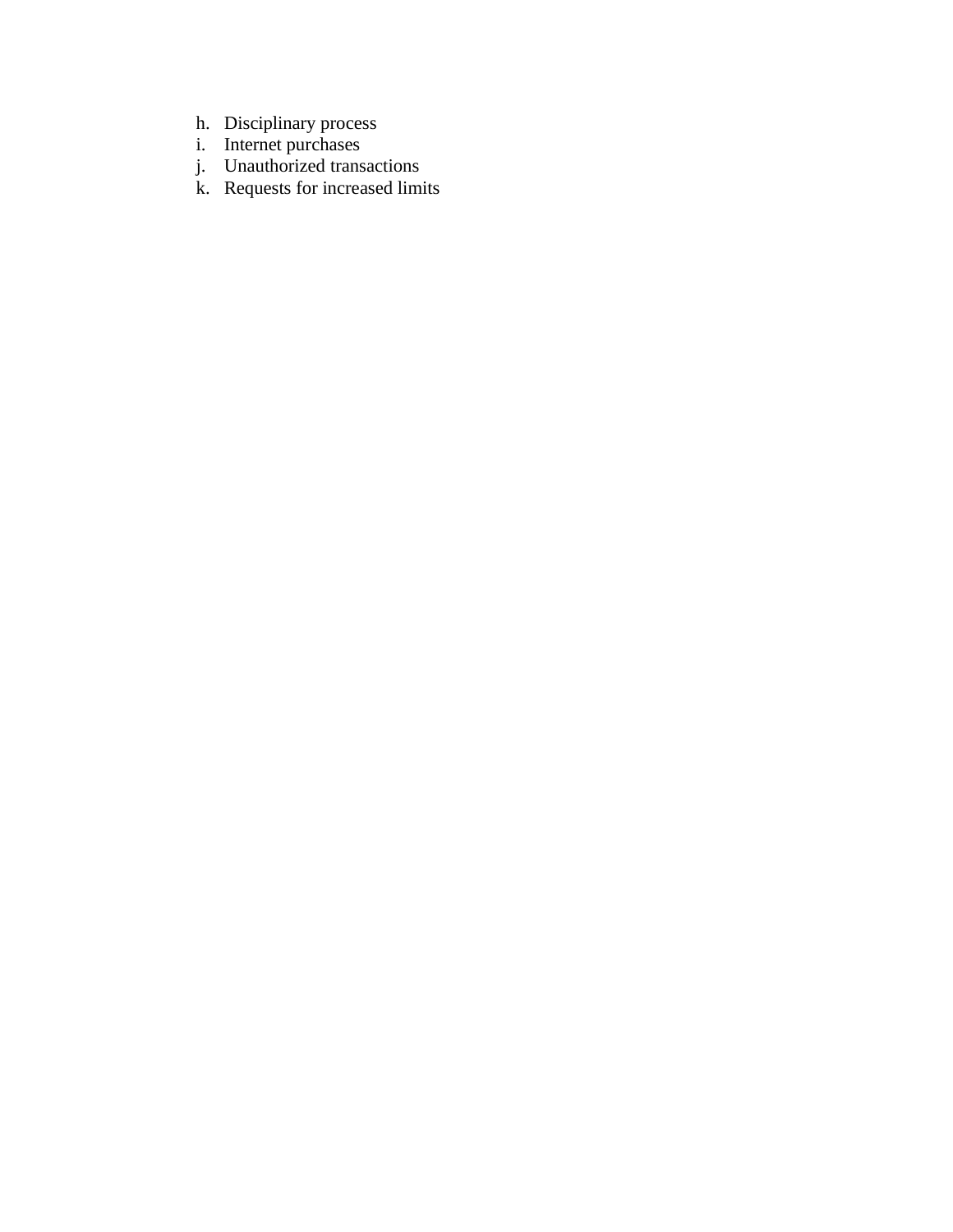h. Disciplinary process
i. Internet purchases
j. Unauthorized transactions
k. Requests for increased limits